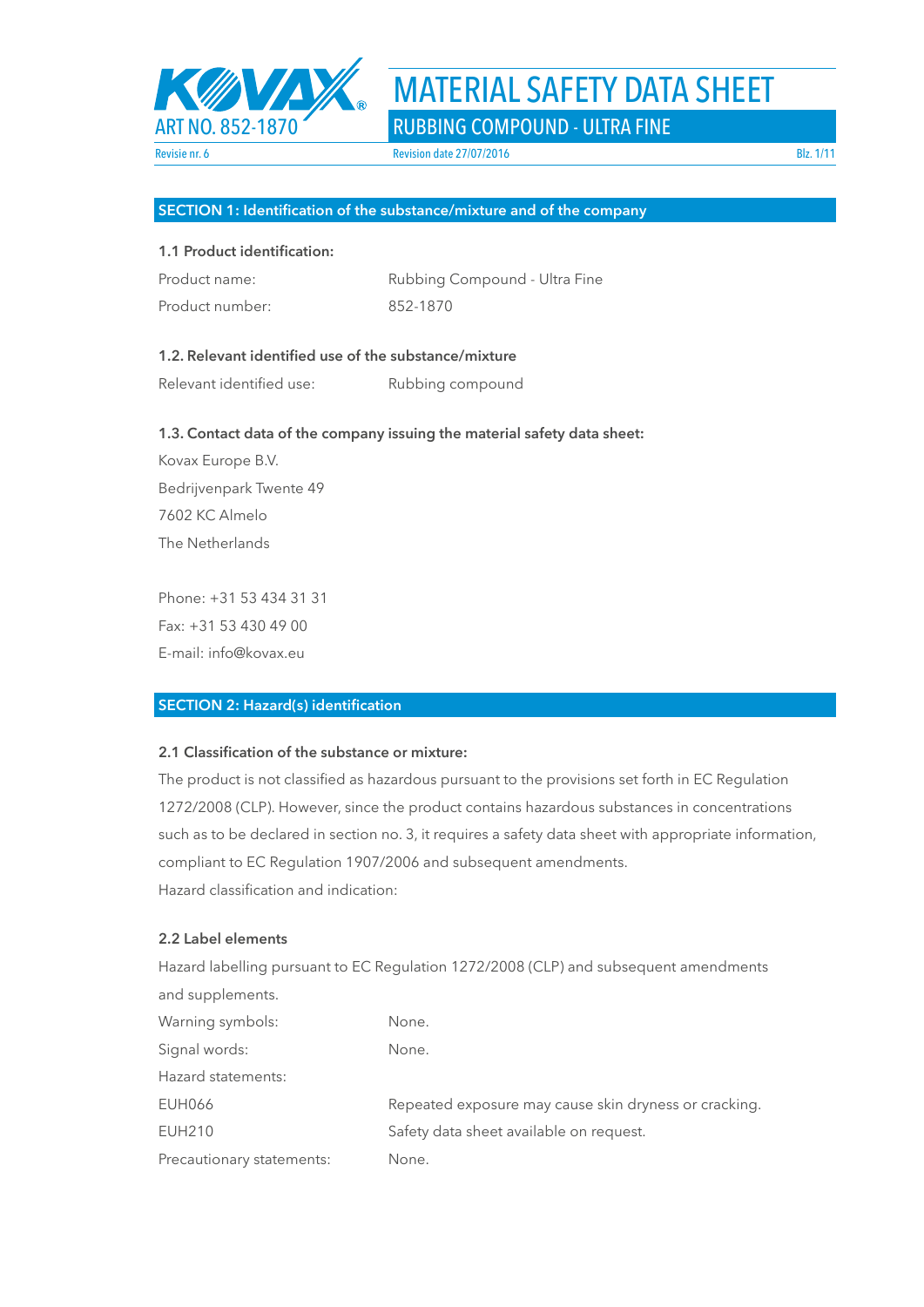# MATERIAL SAFETY DATA SHEET

## RUBBING COMPOUND - ULTRA FINE

ART NO. 852-1870

Revisie nr. 6 | Revision date 27/07/2016

## SECTION 1: Identification of the substance/mixture and of the company

### 1.1 Product identification:

| | |
|---|---|
| Product name: | Rubbing Compound - Ultra Fine |
| Product number: | 852-1870 |

### 1.2. Relevant identified use of the substance/mixture

| | |
|---|---|
| Relevant identified use: | Rubbing compound |

### 1.3. Contact data of the company issuing the material safety data sheet:

Kovax Europe B.V.
Bedrijvenpark Twente 49
7602 KC Almelo
The Netherlands

Phone: +31 53 434 31 31
Fax: +31 53 430 49 00
E-mail: info@kovax.eu

## SECTION 2: Hazard(s) identification

### 2.1 Classification of the substance or mixture:

The product is not classified as hazardous pursuant to the provisions set forth in EC Regulation 1272/2008 (CLP). However, since the product contains hazardous substances in concentrations such as to be declared in section no. 3, it requires a safety data sheet with appropriate information, compliant to EC Regulation 1907/2006 and subsequent amendments.

Hazard classification and indication:

### 2.2 Label elements

Hazard labelling pursuant to EC Regulation 1272/2008 (CLP) and subsequent amendments and supplements.

| | |
|---|---|
| Warning symbols: | None. |
| Signal words: | None. |
| Hazard statements: | |
| EUH066 | Repeated exposure may cause skin dryness or cracking. |
| EUH210 | Safety data sheet available on request. |
| Precautionary statements: | None. |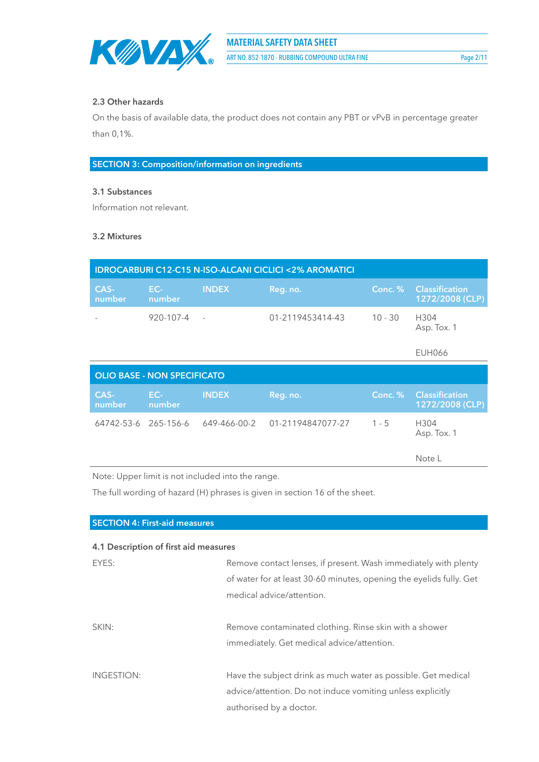### 2.3 Other hazards

On the basis of available data, the product does not contain any PBT or vPvB in percentage greater than 0,1%.

## SECTION 3: Composition/information on ingredients

### 3.1 Substances

Information not relevant.

### 3.2 Mixtures

| IDROCARBURI C12-C15 N-ISO-ALCANI CICLICI <2% AROMATICI | | | | | |
|---|---|---|---|---|---|
| CAS-number | EC-number | INDEX | Reg. no. | Conc. % | Classification 1272/2008 (CLP) |
| - | 920-107-4 | - | 01-2119453414-43 | 10 - 30 | H304<br>Asp. Tox. 1<br><br>EUH066 |

| OLIO BASE - NON SPECIFICATO | | | | | |
|---|---|---|---|---|---|
| CAS-number | EC-number | INDEX | Reg. no. | Conc. % | Classification 1272/2008 (CLP) |
| 64742-53-6 | 265-156-6 | 649-466-00-2 | 01-21194847077-27 | 1 - 5 | H304<br>Asp. Tox. 1<br><br>Note L |

Note: Upper limit is not included into the range.

The full wording of hazard (H) phrases is given in section 16 of the sheet.

## SECTION 4: First-aid measures

### 4.1 Description of first aid measures

EYES: Remove contact lenses, if present. Wash immediately with plenty of water for at least 30-60 minutes, opening the eyelids fully. Get medical advice/attention.

SKIN: Remove contaminated clothing. Rinse skin with a shower immediately. Get medical advice/attention.

INGESTION: Have the subject drink as much water as possible. Get medical advice/attention. Do not induce vomiting unless explicitly authorised by a doctor.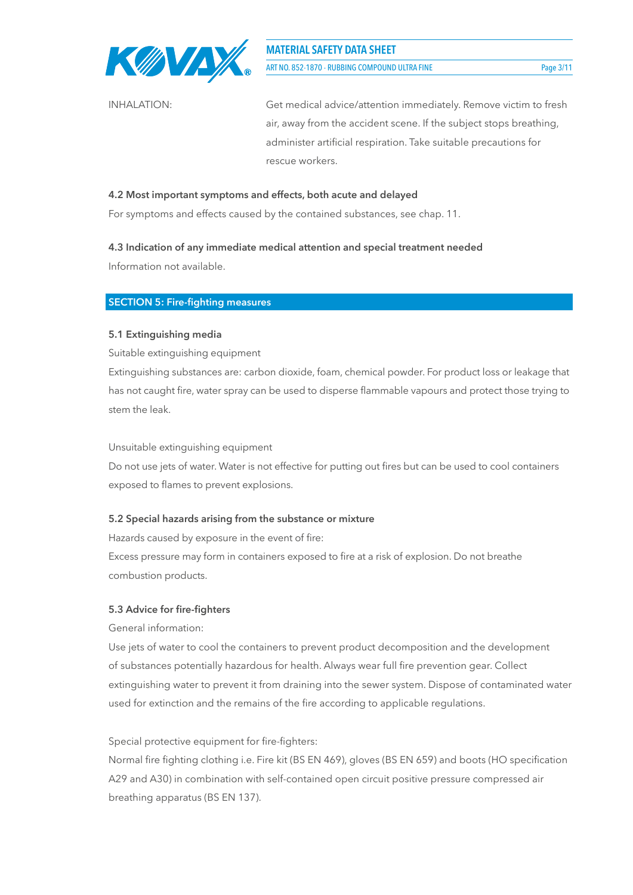INHALATION: Get medical advice/attention immediately. Remove victim to fresh air, away from the accident scene. If the subject stops breathing, administer artificial respiration. Take suitable precautions for rescue workers.

**4.2 Most important symptoms and effects, both acute and delayed**

For symptoms and effects caused by the contained substances, see chap. 11.

**4.3 Indication of any immediate medical attention and special treatment needed**

Information not available.

## SECTION 5: Fire-fighting measures

**5.1 Extinguishing media**

Suitable extinguishing equipment

Extinguishing substances are: carbon dioxide, foam, chemical powder. For product loss or leakage that has not caught fire, water spray can be used to disperse flammable vapours and protect those trying to stem the leak.

Unsuitable extinguishing equipment

Do not use jets of water. Water is not effective for putting out fires but can be used to cool containers exposed to flames to prevent explosions.

**5.2 Special hazards arising from the substance or mixture**

Hazards caused by exposure in the event of fire:

Excess pressure may form in containers exposed to fire at a risk of explosion. Do not breathe combustion products.

**5.3 Advice for fire-fighters**

General information:

Use jets of water to cool the containers to prevent product decomposition and the development of substances potentially hazardous for health. Always wear full fire prevention gear. Collect extinguishing water to prevent it from draining into the sewer system. Dispose of contaminated water used for extinction and the remains of the fire according to applicable regulations.

Special protective equipment for fire-fighters:

Normal fire fighting clothing i.e. Fire kit (BS EN 469), gloves (BS EN 659) and boots (HO specification A29 and A30) in combination with self-contained open circuit positive pressure compressed air breathing apparatus (BS EN 137).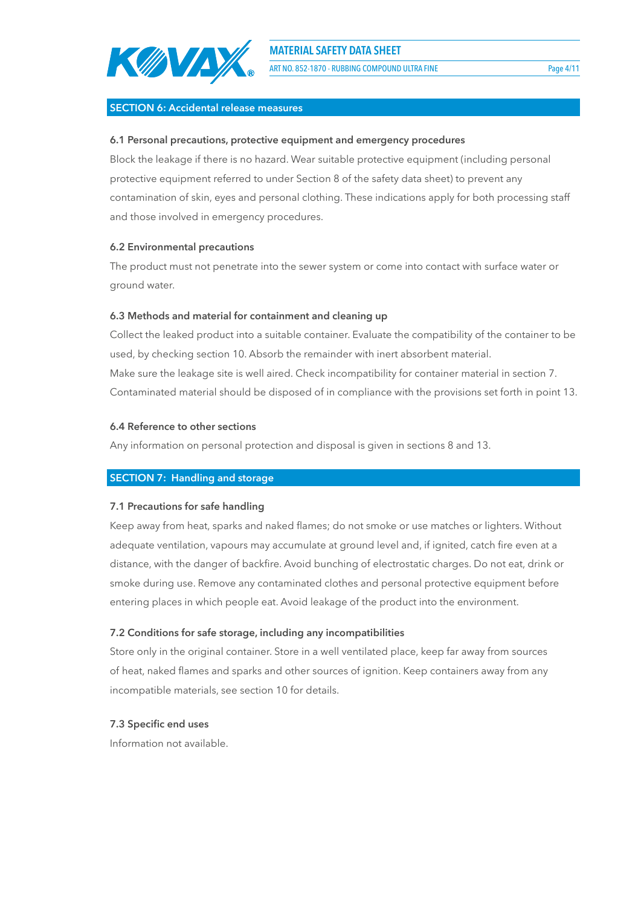## SECTION 6: Accidental release measures

### 6.1 Personal precautions, protective equipment and emergency procedures

Block the leakage if there is no hazard. Wear suitable protective equipment (including personal protective equipment referred to under Section 8 of the safety data sheet) to prevent any contamination of skin, eyes and personal clothing. These indications apply for both processing staff and those involved in emergency procedures.

### 6.2 Environmental precautions

The product must not penetrate into the sewer system or come into contact with surface water or ground water.

### 6.3 Methods and material for containment and cleaning up

Collect the leaked product into a suitable container. Evaluate the compatibility of the container to be used, by checking section 10. Absorb the remainder with inert absorbent material.
Make sure the leakage site is well aired. Check incompatibility for container material in section 7.
Contaminated material should be disposed of in compliance with the provisions set forth in point 13.

### 6.4 Reference to other sections

Any information on personal protection and disposal is given in sections 8 and 13.

## SECTION 7: Handling and storage

### 7.1 Precautions for safe handling

Keep away from heat, sparks and naked flames; do not smoke or use matches or lighters. Without adequate ventilation, vapours may accumulate at ground level and, if ignited, catch fire even at a distance, with the danger of backfire. Avoid bunching of electrostatic charges. Do not eat, drink or smoke during use. Remove any contaminated clothes and personal protective equipment before entering places in which people eat. Avoid leakage of the product into the environment.

### 7.2 Conditions for safe storage, including any incompatibilities

Store only in the original container. Store in a well ventilated place, keep far away from sources of heat, naked flames and sparks and other sources of ignition. Keep containers away from any incompatible materials, see section 10 for details.

### 7.3 Specific end uses

Information not available.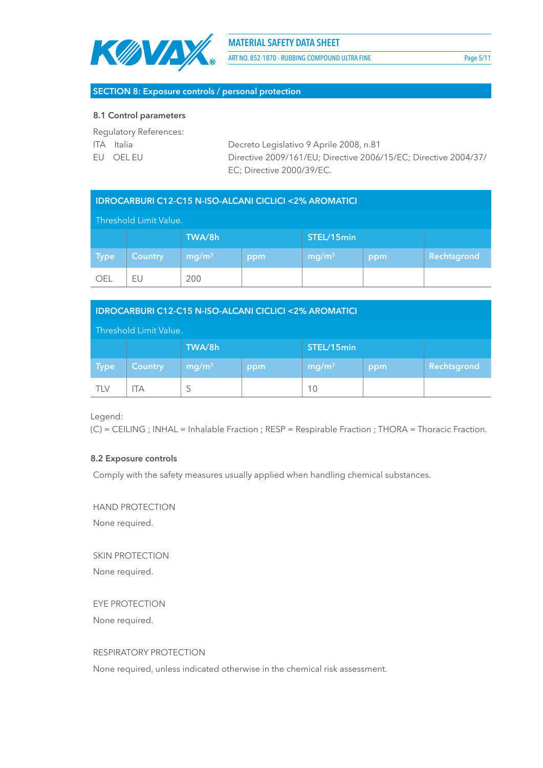## SECTION 8: Exposure controls / personal protection

### 8.1 Control parameters

Regulatory References:

ITA Italia — Decreto Legislativo 9 Aprile 2008, n.81

EU OEL EU — Directive 2009/161/EU; Directive 2006/15/EC; Directive 2004/37/EC; Directive 2000/39/EC.

| IDROCARBURI C12-C15 N-ISO-ALCANI CICLICI <2% AROMATICI | | | | | | |
|---|---|---|---|---|---|---|
| Threshold Limit Value. | | | | | | |
| | | TWA/8h | | STEL/15min | | |
| Type | Country | $mg/m^3$ | ppm | $mg/m^3$ | ppm | Rechtsgrond |
| OEL | EU | 200 | | | | |

| IDROCARBURI C12-C15 N-ISO-ALCANI CICLICI <2% AROMATICI | | | | | | |
|---|---|---|---|---|---|---|
| Threshold Limit Value. | | | | | | |
| | | TWA/8h | | STEL/15min | | |
| Type | Country | $mg/m^3$ | ppm | $mg/m^3$ | ppm | Rechtsgrond |
| TLV | ITA | 5 | | 10 | | |

Legend:
(C) = CEILING ; INHAL = Inhalable Fraction ; RESP = Respirable Fraction ; THORA = Thoracic Fraction.

### 8.2 Exposure controls

Comply with the safety measures usually applied when handling chemical substances.

HAND PROTECTION

None required.

SKIN PROTECTION

None required.

EYE PROTECTION

None required.

RESPIRATORY PROTECTION

None required, unless indicated otherwise in the chemical risk assessment.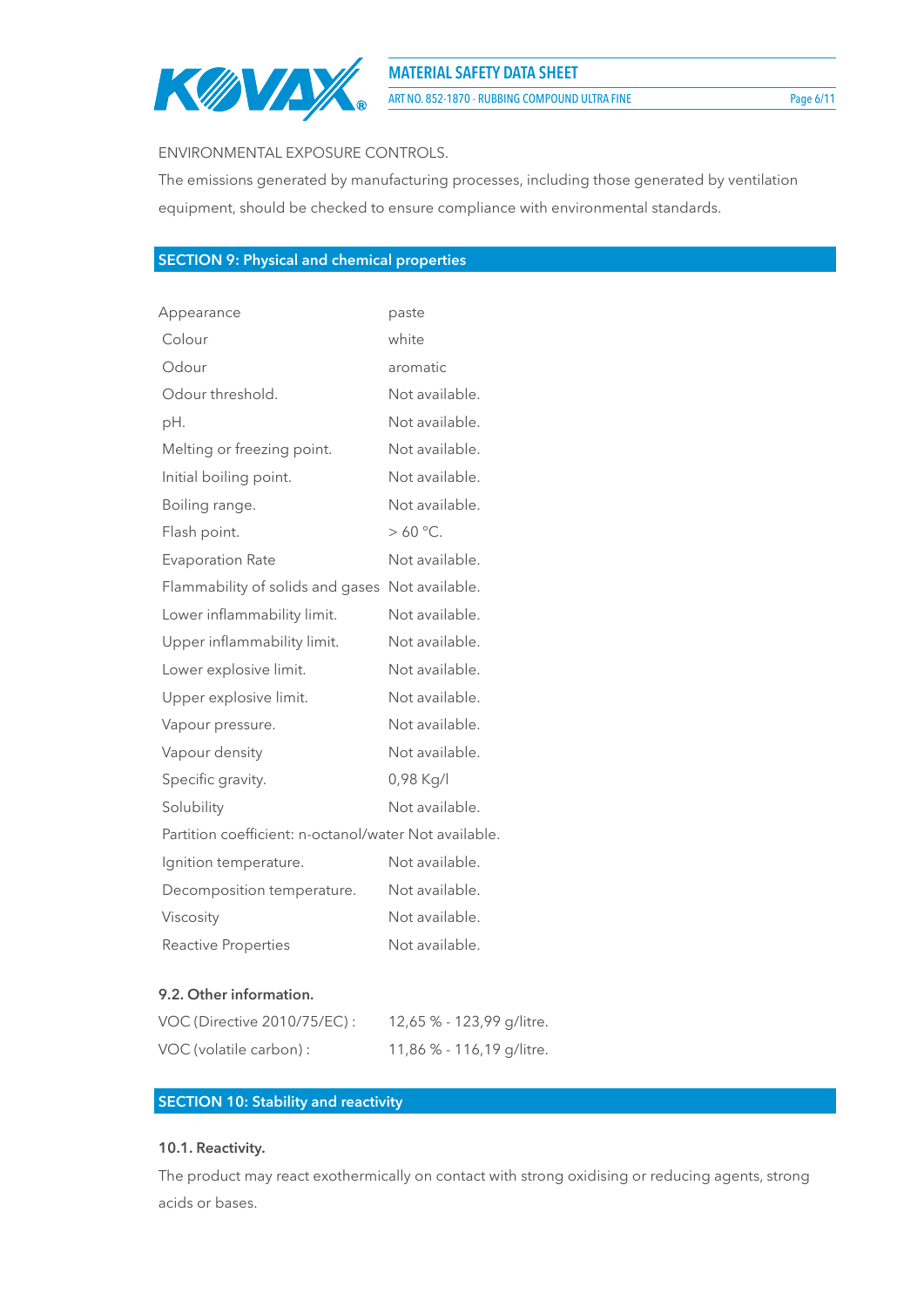ENVIRONMENTAL EXPOSURE CONTROLS.

The emissions generated by manufacturing processes, including those generated by ventilation equipment, should be checked to ensure compliance with environmental standards.

## SECTION 9: Physical and chemical properties

| | |
|---|---|
| Appearance | paste |
| Colour | white |
| Odour | aromatic |
| Odour threshold. | Not available. |
| pH. | Not available. |
| Melting or freezing point. | Not available. |
| Initial boiling point. | Not available. |
| Boiling range. | Not available. |
| Flash point. | > 60 °C. |
| Evaporation Rate | Not available. |
| Flammability of solids and gases | Not available. |
| Lower inflammability limit. | Not available. |
| Upper inflammability limit. | Not available. |
| Lower explosive limit. | Not available. |
| Upper explosive limit. | Not available. |
| Vapour pressure. | Not available. |
| Vapour density | Not available. |
| Specific gravity. | 0,98 Kg/l |
| Solubility | Not available. |
| Partition coefficient: n-octanol/water | Not available. |
| Ignition temperature. | Not available. |
| Decomposition temperature. | Not available. |
| Viscosity | Not available. |
| Reactive Properties | Not available. |

### 9.2. Other information.

| | |
|---|---|
| VOC (Directive 2010/75/EC) : | 12,65 % - 123,99 g/litre. |
| VOC (volatile carbon) : | 11,86 % - 116,19 g/litre. |

## SECTION 10: Stability and reactivity

### 10.1. Reactivity.

The product may react exothermically on contact with strong oxidising or reducing agents, strong acids or bases.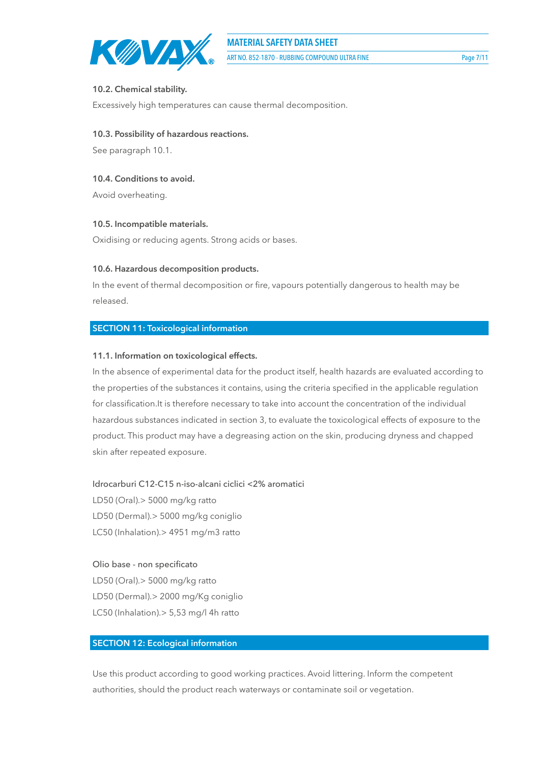### 10.2. Chemical stability.

Excessively high temperatures can cause thermal decomposition.

### 10.3. Possibility of hazardous reactions.

See paragraph 10.1.

### 10.4. Conditions to avoid.

Avoid overheating.

### 10.5. Incompatible materials.

Oxidising or reducing agents. Strong acids or bases.

### 10.6. Hazardous decomposition products.

In the event of thermal decomposition or fire, vapours potentially dangerous to health may be released.

## SECTION 11: Toxicological information

### 11.1. Information on toxicological effects.

In the absence of experimental data for the product itself, health hazards are evaluated according to the properties of the substances it contains, using the criteria specified in the applicable regulation for classification.It is therefore necessary to take into account the concentration of the individual hazardous substances indicated in section 3, to evaluate the toxicological effects of exposure to the product. This product may have a degreasing action on the skin, producing dryness and chapped skin after repeated exposure.

Idrocarburi C12-C15 n-iso-alcani ciclici <2% aromatici
LD50 (Oral).> 5000 mg/kg ratto
LD50 (Dermal).> 5000 mg/kg coniglio
LC50 (Inhalation).> 4951 mg/m3 ratto

Olio base - non specificato
LD50 (Oral).> 5000 mg/kg ratto
LD50 (Dermal).> 2000 mg/Kg coniglio
LC50 (Inhalation).> 5,53 mg/l 4h ratto

## SECTION 12: Ecological information

Use this product according to good working practices. Avoid littering. Inform the competent authorities, should the product reach waterways or contaminate soil or vegetation.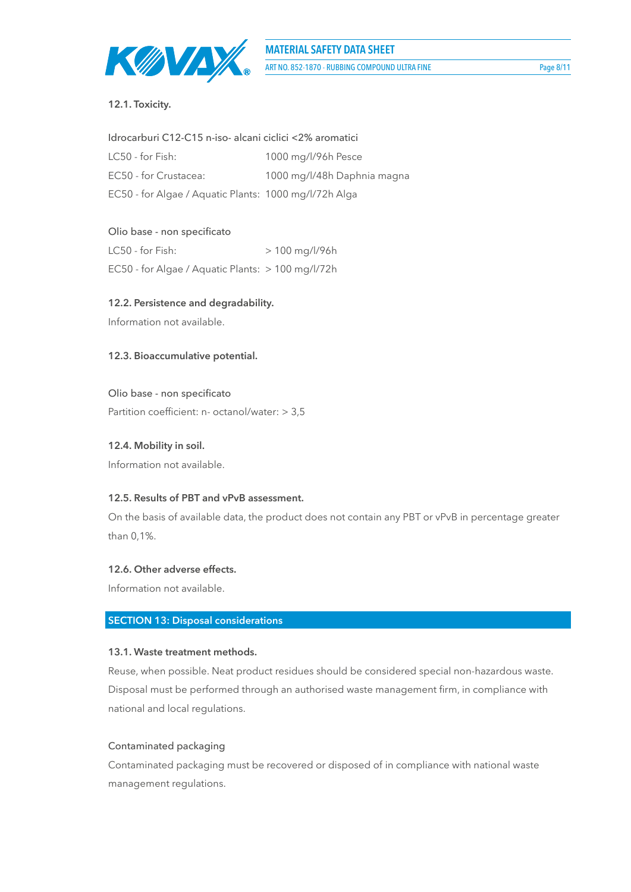### 12.1. Toxicity.

Idrocarburi C12-C15 n-iso- alcani ciclici <2% aromatici

| | |
|---|---|
| LC50 - for Fish: | 1000 mg/l/96h Pesce |
| EC50 - for Crustacea: | 1000 mg/l/48h Daphnia magna |
| EC50 - for Algae / Aquatic Plants: | 1000 mg/l/72h Alga |

Olio base - non specificato

| | |
|---|---|
| LC50 - for Fish: | > 100 mg/l/96h |
| EC50 - for Algae / Aquatic Plants: | > 100 mg/l/72h |

### 12.2. Persistence and degradability.

Information not available.

### 12.3. Bioaccumulative potential.

Olio base - non specificato

Partition coefficient: n- octanol/water: > 3,5

### 12.4. Mobility in soil.

Information not available.

### 12.5. Results of PBT and vPvB assessment.

On the basis of available data, the product does not contain any PBT or vPvB in percentage greater than 0,1%.

### 12.6. Other adverse effects.

Information not available.

## SECTION 13: Disposal considerations

### 13.1. Waste treatment methods.

Reuse, when possible. Neat product residues should be considered special non-hazardous waste. Disposal must be performed through an authorised waste management firm, in compliance with national and local regulations.

Contaminated packaging

Contaminated packaging must be recovered or disposed of in compliance with national waste management regulations.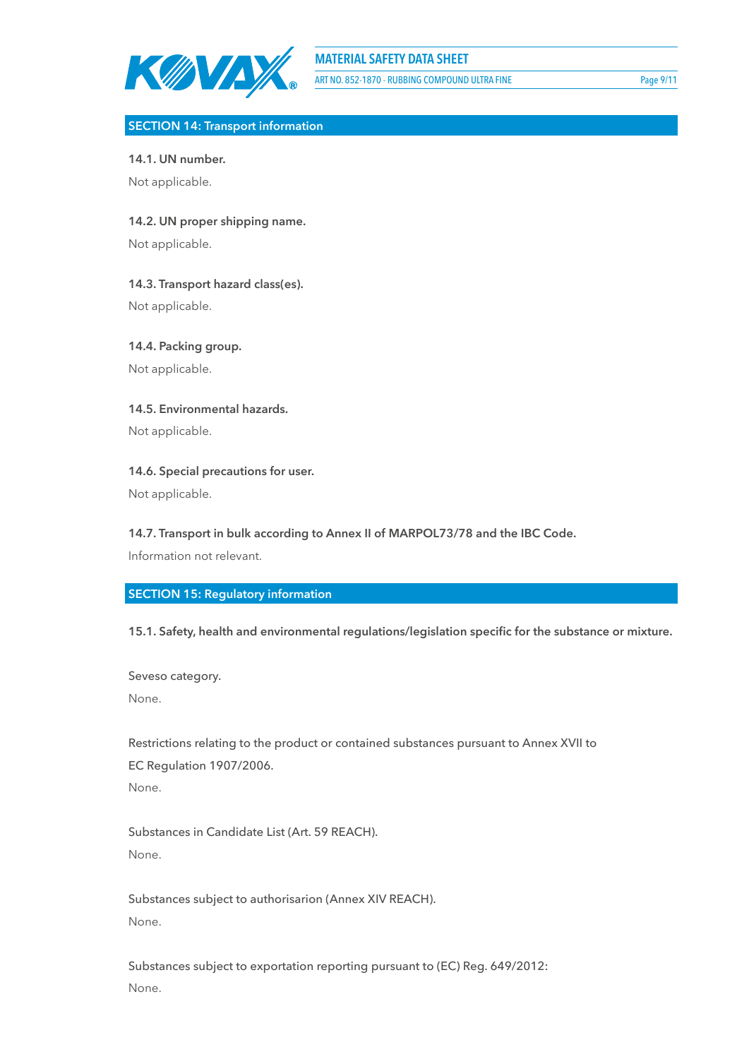## SECTION 14: Transport information

**14.1. UN number.**

Not applicable.

**14.2. UN proper shipping name.**

Not applicable.

**14.3. Transport hazard class(es).**

Not applicable.

**14.4. Packing group.**

Not applicable.

**14.5. Environmental hazards.**

Not applicable.

**14.6. Special precautions for user.**

Not applicable.

**14.7. Transport in bulk according to Annex II of MARPOL73/78 and the IBC Code.**

Information not relevant.

## SECTION 15: Regulatory information

**15.1. Safety, health and environmental regulations/legislation specific for the substance or mixture.**

Seveso category.

None.

Restrictions relating to the product or contained substances pursuant to Annex XVII to EC Regulation 1907/2006.

None.

Substances in Candidate List (Art. 59 REACH).

None.

Substances subject to authorisarion (Annex XIV REACH).

None.

Substances subject to exportation reporting pursuant to (EC) Reg. 649/2012:

None.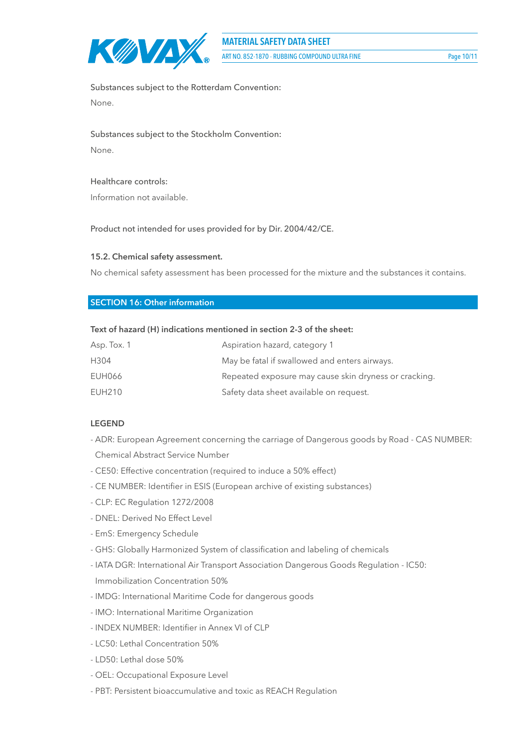Substances subject to the Rotterdam Convention:

None.

Substances subject to the Stockholm Convention:

None.

Healthcare controls:

Information not available.

Product not intended for uses provided for by Dir. 2004/42/CE.

**15.2. Chemical safety assessment.**

No chemical safety assessment has been processed for the mixture and the substances it contains.

## SECTION 16: Other information

**Text of hazard (H) indications mentioned in section 2-3 of the sheet:**

| | |
|---|---|
| Asp. Tox. 1 | Aspiration hazard, category 1 |
| H304 | May be fatal if swallowed and enters airways. |
| EUH066 | Repeated exposure may cause skin dryness or cracking. |
| EUH210 | Safety data sheet available on request. |

**LEGEND**

- ADR: European Agreement concerning the carriage of Dangerous goods by Road - CAS NUMBER: Chemical Abstract Service Number
- CE50: Effective concentration (required to induce a 50% effect)
- CE NUMBER: Identifier in ESIS (European archive of existing substances)
- CLP: EC Regulation 1272/2008
- DNEL: Derived No Effect Level
- EmS: Emergency Schedule
- GHS: Globally Harmonized System of classification and labeling of chemicals
- IATA DGR: International Air Transport Association Dangerous Goods Regulation - IC50: Immobilization Concentration 50%
- IMDG: International Maritime Code for dangerous goods
- IMO: International Maritime Organization
- INDEX NUMBER: Identifier in Annex VI of CLP
- LC50: Lethal Concentration 50%
- LD50: Lethal dose 50%
- OEL: Occupational Exposure Level
- PBT: Persistent bioaccumulative and toxic as REACH Regulation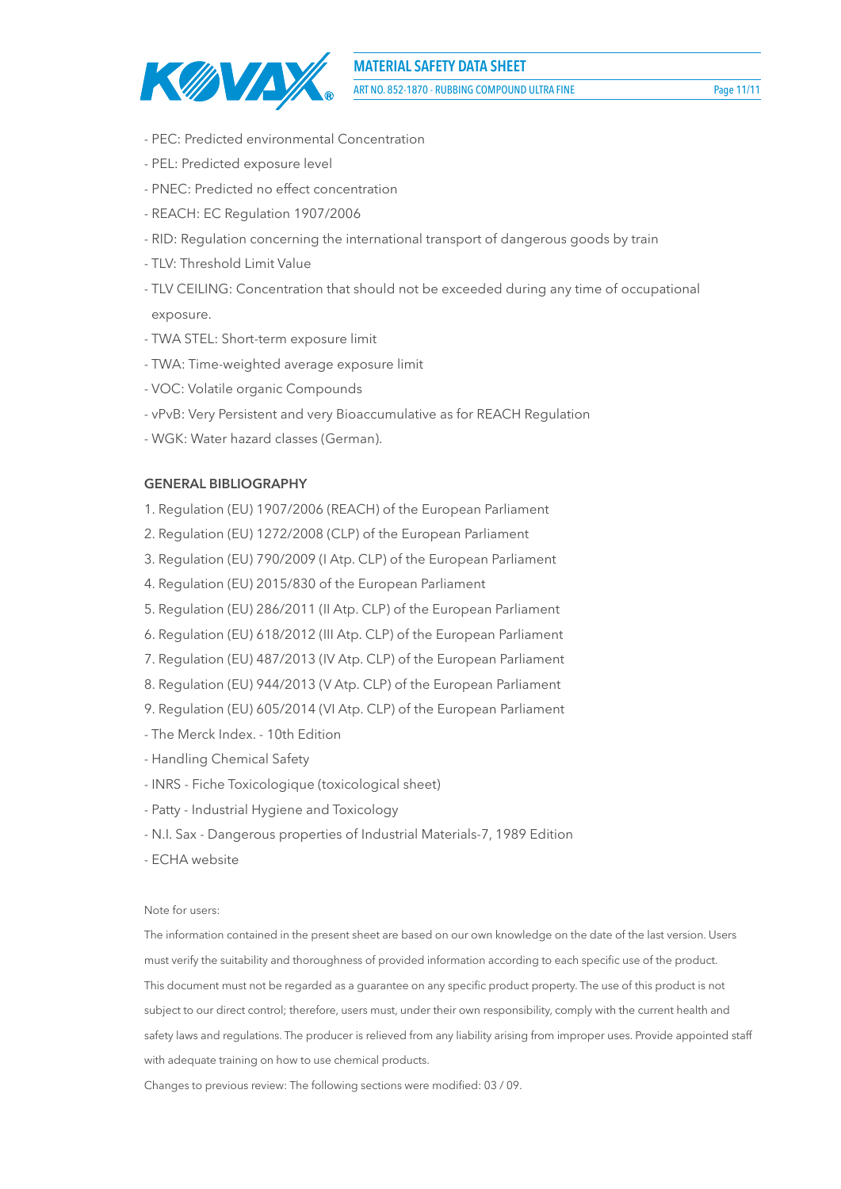- PEC: Predicted environmental Concentration
- PEL: Predicted exposure level
- PNEC: Predicted no effect concentration
- REACH: EC Regulation 1907/2006
- RID: Regulation concerning the international transport of dangerous goods by train
- TLV: Threshold Limit Value
- TLV CEILING: Concentration that should not be exceeded during any time of occupational exposure.
- TWA STEL: Short-term exposure limit
- TWA: Time-weighted average exposure limit
- VOC: Volatile organic Compounds
- vPvB: Very Persistent and very Bioaccumulative as for REACH Regulation
- WGK: Water hazard classes (German).

**GENERAL BIBLIOGRAPHY**

1. Regulation (EU) 1907/2006 (REACH) of the European Parliament
2. Regulation (EU) 1272/2008 (CLP) of the European Parliament
3. Regulation (EU) 790/2009 (I Atp. CLP) of the European Parliament
4. Regulation (EU) 2015/830 of the European Parliament
5. Regulation (EU) 286/2011 (II Atp. CLP) of the European Parliament
6. Regulation (EU) 618/2012 (III Atp. CLP) of the European Parliament
7. Regulation (EU) 487/2013 (IV Atp. CLP) of the European Parliament
8. Regulation (EU) 944/2013 (V Atp. CLP) of the European Parliament
9. Regulation (EU) 605/2014 (VI Atp. CLP) of the European Parliament

- The Merck Index. - 10th Edition
- Handling Chemical Safety
- INRS - Fiche Toxicologique (toxicological sheet)
- Patty - Industrial Hygiene and Toxicology
- N.I. Sax - Dangerous properties of Industrial Materials-7, 1989 Edition
- ECHA website

Note for users:

The information contained in the present sheet are based on our own knowledge on the date of the last version. Users must verify the suitability and thoroughness of provided information according to each specific use of the product. This document must not be regarded as a guarantee on any specific product property. The use of this product is not subject to our direct control; therefore, users must, under their own responsibility, comply with the current health and safety laws and regulations. The producer is relieved from any liability arising from improper uses. Provide appointed staff with adequate training on how to use chemical products.

Changes to previous review: The following sections were modified: 03 / 09.